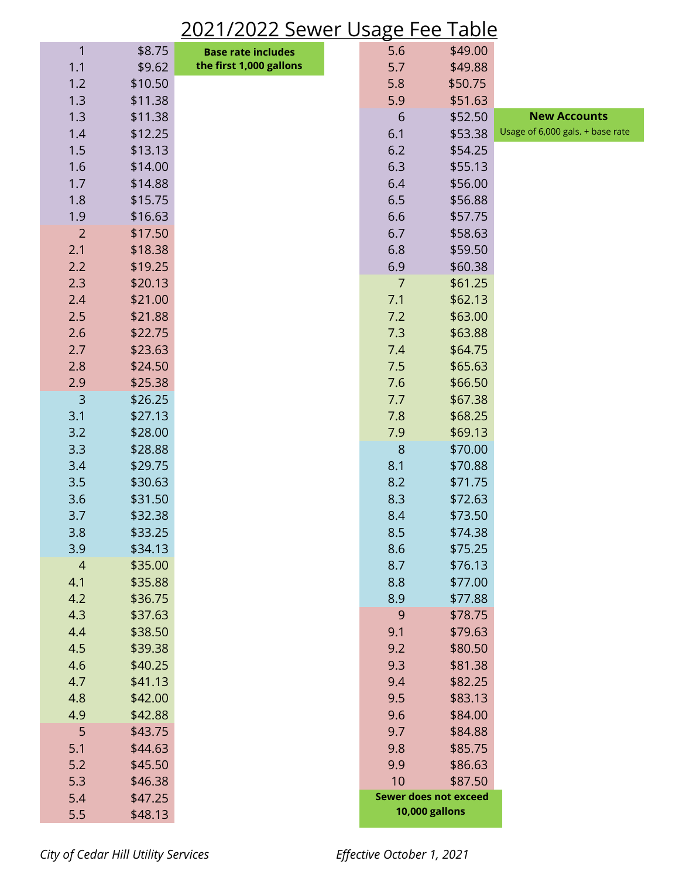# 2021/2022 Sewer Usage Fee Table

| | |
|---|---|
| 1 | $8.75 |
| 1.1 | $9.62 |
| 1.2 | $10.50 |
| 1.3 | $11.38 |
| 1.3 | $11.38 |
| 1.4 | $12.25 |
| 1.5 | $13.13 |
| 1.6 | $14.00 |
| 1.7 | $14.88 |
| 1.8 | $15.75 |
| 1.9 | $16.63 |
| 2 | $17.50 |
| 2.1 | $18.38 |
| 2.2 | $19.25 |
| 2.3 | $20.13 |
| 2.4 | $21.00 |
| 2.5 | $21.88 |
| 2.6 | $22.75 |
| 2.7 | $23.63 |
| 2.8 | $24.50 |
| 2.9 | $25.38 |
| 3 | $26.25 |
| 3.1 | $27.13 |
| 3.2 | $28.00 |
| 3.3 | $28.88 |
| 3.4 | $29.75 |
| 3.5 | $30.63 |
| 3.6 | $31.50 |
| 3.7 | $32.38 |
| 3.8 | $33.25 |
| 3.9 | $34.13 |
| 4 | $35.00 |
| 4.1 | $35.88 |
| 4.2 | $36.75 |
| 4.3 | $37.63 |
| 4.4 | $38.50 |
| 4.5 | $39.38 |
| 4.6 | $40.25 |
| 4.7 | $41.13 |
| 4.8 | $42.00 |
| 4.9 | $42.88 |
| 5 | $43.75 |
| 5.1 | $44.63 |
| 5.2 | $45.50 |
| 5.3 | $46.38 |
| 5.4 | $47.25 |
| 5.5 | $48.13 |
| 5.6 | $49.00 |
| 5.7 | $49.88 |
| 5.8 | $50.75 |
| 5.9 | $51.63 |
| 6 | $52.50 |
| 6.1 | $53.38 |
| 6.2 | $54.25 |
| 6.3 | $55.13 |
| 6.4 | $56.00 |
| 6.5 | $56.88 |
| 6.6 | $57.75 |
| 6.7 | $58.63 |
| 6.8 | $59.50 |
| 6.9 | $60.38 |
| 7 | $61.25 |
| 7.1 | $62.13 |
| 7.2 | $63.00 |
| 7.3 | $63.88 |
| 7.4 | $64.75 |
| 7.5 | $65.63 |
| 7.6 | $66.50 |
| 7.7 | $67.38 |
| 7.8 | $68.25 |
| 7.9 | $69.13 |
| 8 | $70.00 |
| 8.1 | $70.88 |
| 8.2 | $71.75 |
| 8.3 | $72.63 |
| 8.4 | $73.50 |
| 8.5 | $74.38 |
| 8.6 | $75.25 |
| 8.7 | $76.13 |
| 8.8 | $77.00 |
| 8.9 | $77.88 |
| 9 | $78.75 |
| 9.1 | $79.63 |
| 9.2 | $80.50 |
| 9.3 | $81.38 |
| 9.4 | $82.25 |
| 9.5 | $83.13 |
| 9.6 | $84.00 |
| 9.7 | $84.88 |
| 9.8 | $85.75 |
| 9.9 | $86.63 |
| 10 | $87.50 |

**Base rate includes the first 1,000 gallons**

**New Accounts**
Usage of 6,000 gals. + base rate

**Sewer does not exceed 10,000 gallons**

*City of Cedar Hill Utility Services*

*Effective October 1, 2021*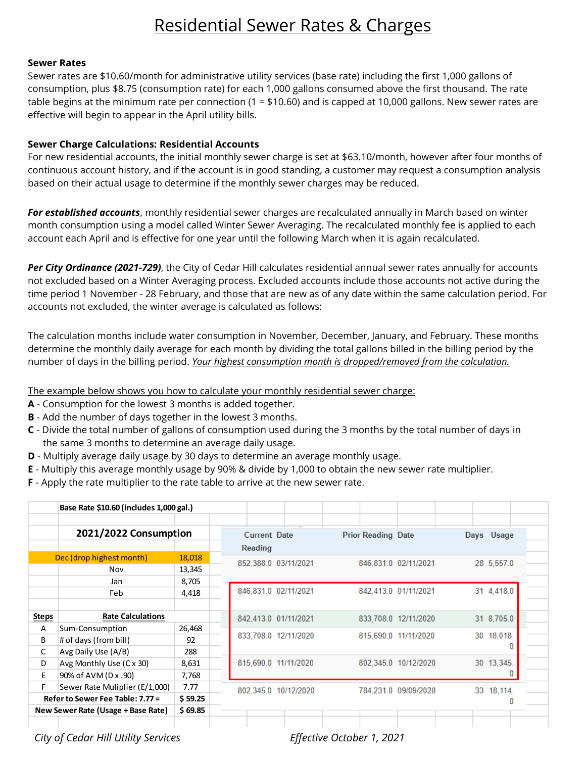# Residential Sewer Rates & Charges

**Sewer Rates**

Sewer rates are $10.60/month for administrative utility services (base rate) including the first 1,000 gallons of consumption, plus $8.75 (consumption rate) for each 1,000 gallons consumed above the first thousand. The rate table begins at the minimum rate per connection (1 = $10.60) and is capped at 10,000 gallons. New sewer rates are effective will begin to appear in the April utility bills.

**Sewer Charge Calculations: Residential Accounts**

For new residential accounts, the initial monthly sewer charge is set at $63.10/month, however after four months of continuous account history, and if the account is in good standing, a customer may request a consumption analysis based on their actual usage to determine if the monthly sewer charges may be reduced.

***For established accounts***, monthly residential sewer charges are recalculated annually in March based on winter month consumption using a model called Winter Sewer Averaging. The recalculated monthly fee is applied to each account each April and is effective for one year until the following March when it is again recalculated.

***Per City Ordinance (2021-729)***, the City of Cedar Hill calculates residential annual sewer rates annually for accounts not excluded based on a Winter Averaging process. Excluded accounts include those accounts not active during the time period 1 November - 28 February, and those that are new as of any date within the same calculation period. For accounts not excluded, the winter average is calculated as follows:

The calculation months include water consumption in November, December, January, and February. These months determine the monthly daily average for each month by dividing the total gallons billed in the billing period by the number of days in the billing period. *<u>Your highest consumption month is dropped/removed from the calculation.</u>*

<u>The example below shows you how to calculate your monthly residential sewer charge:</u>

**A** - Consumption for the lowest 3 months is added together.
**B** - Add the number of days together in the lowest 3 months.
**C** - Divide the total number of gallons of consumption used during the 3 months by the total number of days in the same 3 months to determine an average daily usage.
**D** - Multiply average daily usage by 30 days to determine an average monthly usage.
**E** - Multiply this average monthly usage by 90% & divide by 1,000 to obtain the new sewer rate multiplier.
**F** - Apply the rate multiplier to the rate table to arrive at the new sewer rate.

**Base Rate $10.60 (includes 1,000 gal.)**

**2021/2022 Consumption**

| | | |
|---|---|---|
| Dec (drop highest month) | | 18,018 |
| | Nov | 13,345 |
| | Jan | 8,705 |
| | Feb | 4,418 |
| **Steps** | **Rate Calculations** | |
| A | Sum-Consumption | 26,468 |
| B | # of days (from bill) | 92 |
| C | Avg Daily Use (A/B) | 288 |
| D | Avg Monthly Use (C x 30) | 8,631 |
| E | 90% of AVM (D x .90) | 7,768 |
| F | Sewer Rate Mulipier (E/1,000) | 7.77 |
| **Refer to Sewer Fee Table: 7.77 =** | | **$ 59.25** |
| **New Sewer Rate (Usage + Base Rate)** | | **$ 69.85** |

| Current Reading | Date | Prior Reading | Date | Days | Usage |
|---|---|---|---|---|---|
| 852,388.0 | 03/11/2021 | 846,831.0 | 02/11/2021 | 28 | 5,557.0 |
| 846,831.0 | 02/11/2021 | 842,413.0 | 01/11/2021 | 31 | 4,418.0 |
| 842,413.0 | 01/11/2021 | 833,708.0 | 12/11/2020 | 31 | 8,705.0 |
| 833,708.0 | 12/11/2020 | 815,690.0 | 11/11/2020 | 30 | 18,018.0 |
| 815,690.0 | 11/11/2020 | 802,345.0 | 10/12/2020 | 30 | 13,345.0 |
| 802,345.0 | 10/12/2020 | 784,231.0 | 09/09/2020 | 33 | 18,114.0 |

*City of Cedar Hill Utility Services* *Effective October 1, 2021*